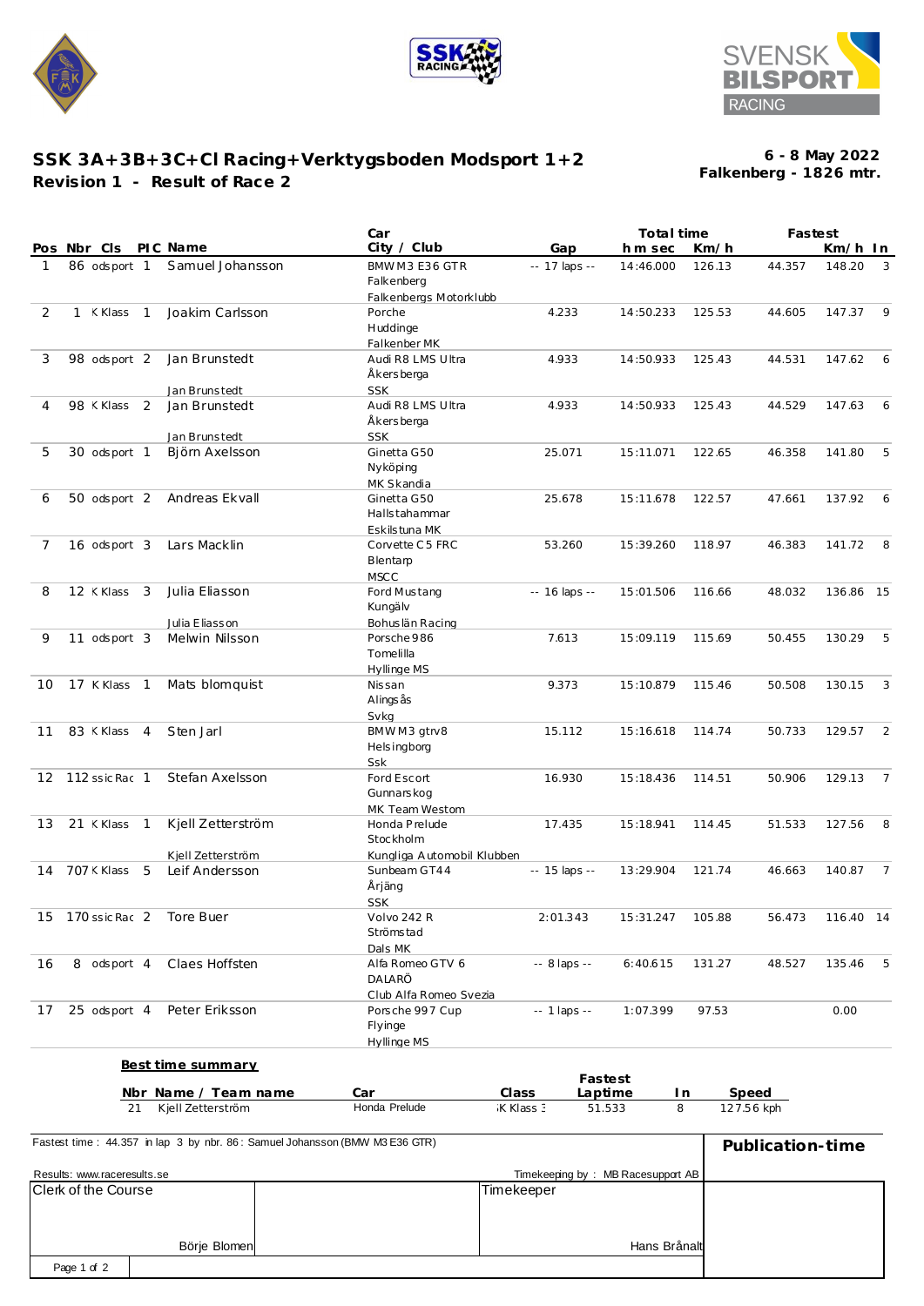# SSK 3A+3B+3C+Cl Racing+Verktygsboden Modsport 1+2

**Revision 1 - Result of Race 2**

**6 - 8 May 2022**
**Falkenberg - 1826 mtr.**

| Pos | Nbr | Cls | PIC | Name | Car / City / Club | Gap | Total time h m sec | Km/h | Fastest | Km/h | In |
|---|---|---|---|---|---|---|---|---|---|---|---|
| 1 | 86 | odsport | 1 | Samuel Johansson | BMW M3 E36 GTR<br>Falkenberg<br>Falkenbergs Motorklubb | -- 17 laps -- | 14:46.000 | 126.13 | 44.357 | 148.20 | 3 |
| 2 | 1 | K Klass | 1 | Joakim Carlsson | Porche<br>Huddinge<br>Falkenber MK | 4.233 | 14:50.233 | 125.53 | 44.605 | 147.37 | 9 |
| 3 | 98 | odsport | 2 | Jan Brunstedt<br>Jan Brunstedt | Audi R8 LMS Ultra<br>Åkersberga<br>SSK | 4.933 | 14:50.933 | 125.43 | 44.531 | 147.62 | 6 |
| 4 | 98 | K Klass | 2 | Jan Brunstedt<br>Jan Brunstedt | Audi R8 LMS Ultra<br>Åkersberga<br>SSK | 4.933 | 14:50.933 | 125.43 | 44.529 | 147.63 | 6 |
| 5 | 30 | odsport | 1 | Björn Axelsson | Ginetta G50<br>Nyköping<br>MK Skandia | 25.071 | 15:11.071 | 122.65 | 46.358 | 141.80 | 5 |
| 6 | 50 | odsport | 2 | Andreas Ekvall | Ginetta G50<br>Hallstahammar<br>Eskilstuna MK | 25.678 | 15:11.678 | 122.57 | 47.661 | 137.92 | 6 |
| 7 | 16 | odsport | 3 | Lars Macklin | Corvette C5 FRC<br>Blentarp<br>MSCC | 53.260 | 15:39.260 | 118.97 | 46.383 | 141.72 | 8 |
| 8 | 12 | K Klass | 3 | Julia Eliasson<br>Julia Eliasson | Ford Mustang<br>Kungälv<br>Bohuslän Racing | -- 16 laps -- | 15:01.506 | 116.66 | 48.032 | 136.86 | 15 |
| 9 | 11 | odsport | 3 | Melwin Nilsson | Porsche 986<br>Tomelilla<br>Hyllinge MS | 7.613 | 15:09.119 | 115.69 | 50.455 | 130.29 | 5 |
| 10 | 17 | K Klass | 1 | Mats blomquist | Nissan<br>Alingsås<br>Svkg | 9.373 | 15:10.879 | 115.46 | 50.508 | 130.15 | 3 |
| 11 | 83 | K Klass | 4 | Sten Jarl | BMW M3 gtrv8<br>Helsingborg<br>Ssk | 15.112 | 15:16.618 | 114.74 | 50.733 | 129.57 | 2 |
| 12 | 112 | ssic Rac | 1 | Stefan Axelsson | Ford Escort<br>Gunnarskog<br>MK Team Westom | 16.930 | 15:18.436 | 114.51 | 50.906 | 129.13 | 7 |
| 13 | 21 | K Klass | 1 | Kjell Zetterström<br>Kjell Zetterström | Honda Prelude<br>Stockholm<br>Kungliga Automobil Klubben | 17.435 | 15:18.941 | 114.45 | 51.533 | 127.56 | 8 |
| 14 | 707 | K Klass | 5 | Leif Andersson | Sunbeam GT44<br>Årjäng<br>SSK | -- 15 laps -- | 13:29.904 | 121.74 | 46.663 | 140.87 | 7 |
| 15 | 170 | ssic Rac | 2 | Tore Buer | Volvo 242 R<br>Strömstad<br>Dals MK | 2:01.343 | 15:31.247 | 105.88 | 56.473 | 116.40 | 14 |
| 16 | 8 | odsport | 4 | Claes Hoffsten | Alfa Romeo GTV 6<br>DALARÖ<br>Club Alfa Romeo Svezia | -- 8 laps -- | 6:40.615 | 131.27 | 48.527 | 135.46 | 5 |
| 17 | 25 | odsport | 4 | Peter Eriksson | Porsche 997 Cup<br>Flyinge<br>Hyllinge MS | -- 1 laps -- | 1:07.399 | 97.53 | | 0.00 | |

**Best time summary**

| Nbr | Name / Team name | Car | Class | Fastest Laptime | In | Speed |
|---|---|---|---|---|---|---|
| 21 | Kjell Zetterström | Honda Prelude | K Klass 3 | 51.533 | 8 | 127.56 kph |

Fastest time : 44.357 in lap 3 by nbr. 86 : Samuel Johansson (BMW M3 E36 GTR)

**Publication-time**

Results: www.raceresults.se

Timekeeping by : MB Racesupport AB

| Clerk of the Course | Timekeeper |
|---|---|
| Börje Blomen | Hans Brånalt |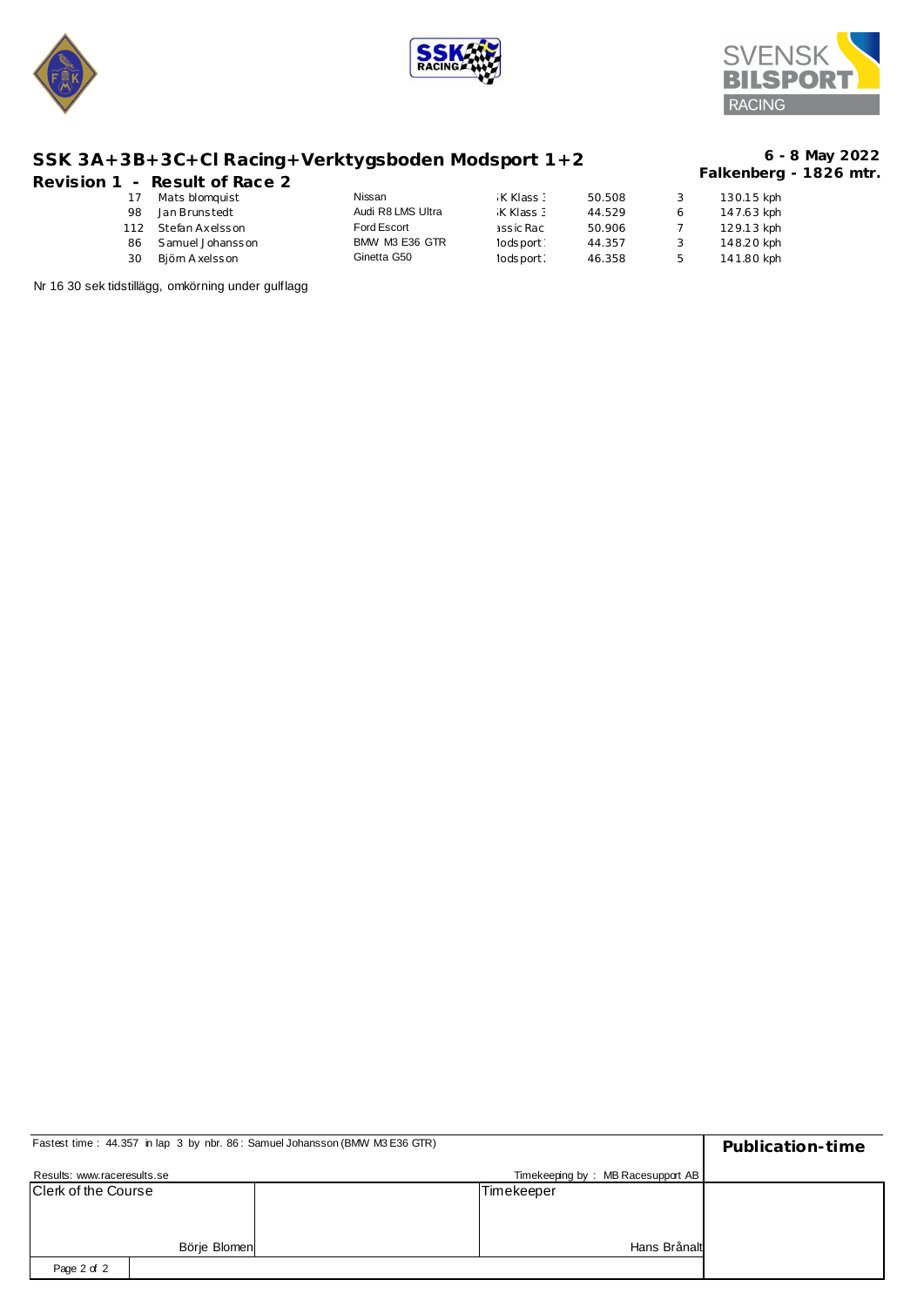## SSK 3A+3B+3C+Cl Racing+Verktygsboden Modsport 1+2

**6 - 8 May 2022**
**Falkenberg - 1826 mtr.**

## Revision 1 - Result of Race 2

| | | | | | | |
|---|---|---|---|---|---|---|
| 17 | Mats blomquist | Nissan | ;K Klass : | 50.508 | 3 | 130.15 kph |
| 98 | Jan Brunstedt | Audi R8 LMS Ultra | ;K Klass : | 44.529 | 6 | 147.63 kph |
| 112 | Stefan Axelsson | Ford Escort | assic Rac | 50.906 | 7 | 129.13 kph |
| 86 | Samuel Johansson | BMW M3 E36 GTR | lodsport : | 44.357 | 3 | 148.20 kph |
| 30 | Björn Axelsson | Ginetta G50 | lodsport : | 46.358 | 5 | 141.80 kph |

Nr 16 30 sek tidstillägg, omkörning under gulflagg

Fastest time : 44.357 in lap 3 by nbr. 86 : Samuel Johansson (BMW M3 E36 GTR)

**Publication-time**

Results: www.raceresults.se

Timekeeping by : MB Racesupport AB

| Clerk of the Course | | Timekeeper |
|---|---|---|
| Börje Blomen | | Hans Brånalt |